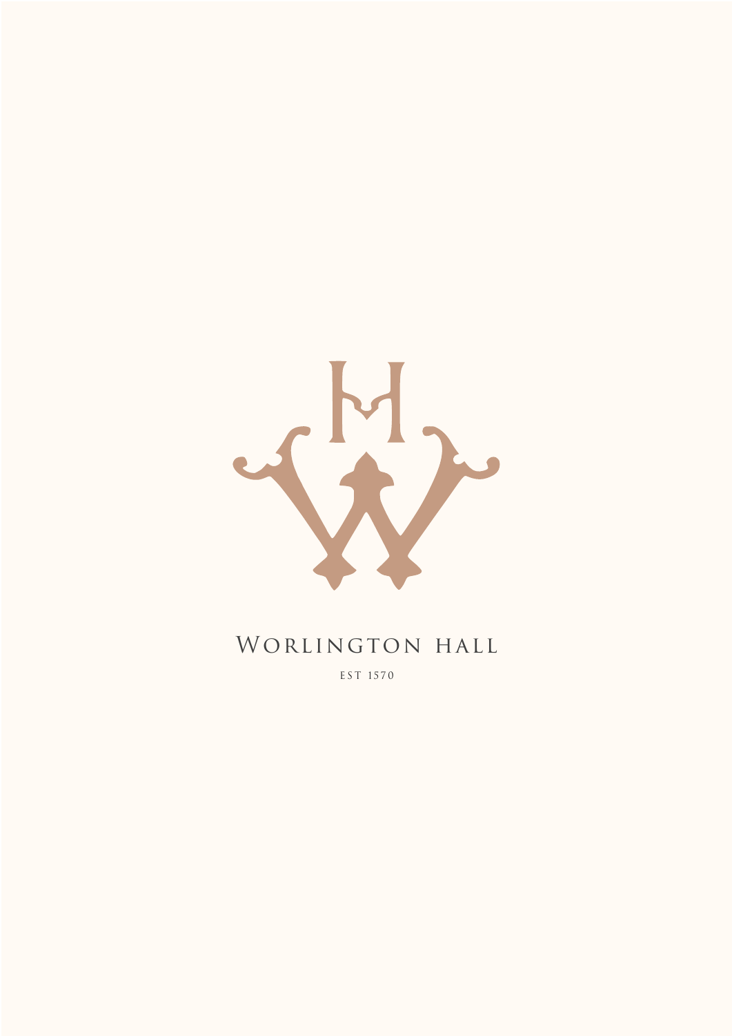# WORLINGTON HALL

EST 1570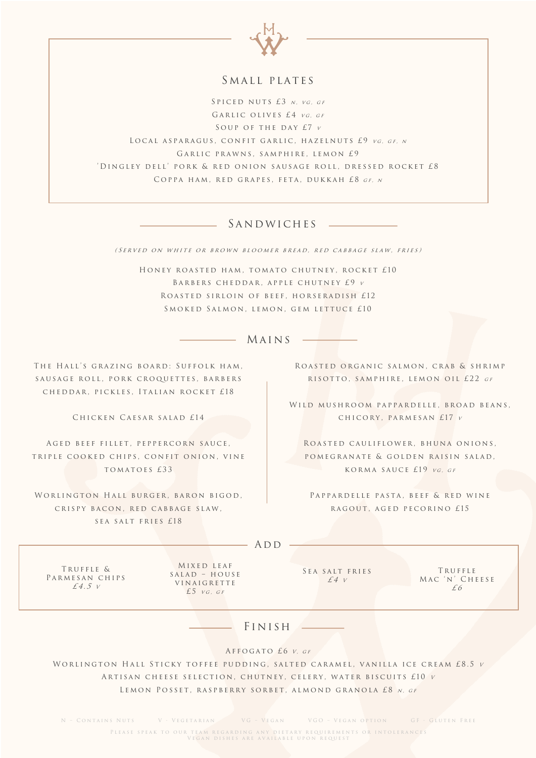## Small plates

Spiced nuts £3 *N, VG, GF*

Garlic olives £4 *VG, GF*

Soup of the day £7 *V*

Local asparagus, confit garlic, hazelnuts £9 *VG, GF, N*

Garlic prawns, samphire, lemon £9

'Dingley Dell' pork & red onion sausage roll, dressed rocket £8

Coppa ham, red grapes, feta, dukkah £8 *GF, N*

## Sandwiches

*(Served on white or brown bloomer bread, red cabbage slaw, fries)*

Honey roasted ham, tomato chutney, rocket £10

Barbers cheddar, apple chutney £9 *V*

Roasted sirloin of beef, horseradish £12

Smoked Salmon, lemon, gem lettuce £10

## Mains

The Hall's grazing board: Suffolk ham, sausage roll, pork croquettes, barbers cheddar, pickles, Italian rocket £18

Chicken Caesar salad £14

Aged beef fillet, peppercorn sauce, triple cooked chips, confit onion, vine tomatoes £33

Worlington Hall burger, baron bigod, crispy bacon, red cabbage slaw, sea salt fries £18

Roasted organic salmon, crab & shrimp risotto, samphire, lemon oil £22 *GF*

Wild mushroom pappardelle, broad beans, chicory, parmesan £17 *V*

Roasted cauliflower, bhuna onions, pomegranate & golden raisin salad, korma sauce £19 *VG, GF*

Pappardelle pasta, beef & red wine ragout, aged pecorino £15

## Add

Truffle & Parmesan chips *£4.5 V*

Mixed leaf salad – house vinaigrette £5 *VG, GF*

Sea salt fries *£4 V*

Truffle Mac 'n' Cheese *£6*

## Finish

Affogato £6 *V, GF*

Worlington Hall Sticky toffee pudding, salted caramel, vanilla ice cream £8.5 *V*

Artisan cheese selection, chutney, celery, water biscuits £10 *V*

Lemon Posset, raspberry sorbet, almond granola £8 *N, GF*

N – Contains Nuts  V – Vegetarian  VG – Vegan  VGO – Vegan option  GF - Gluten Free

Please speak to our team regarding any dietary requirements or intolerances
Vegan dishes are available upon request